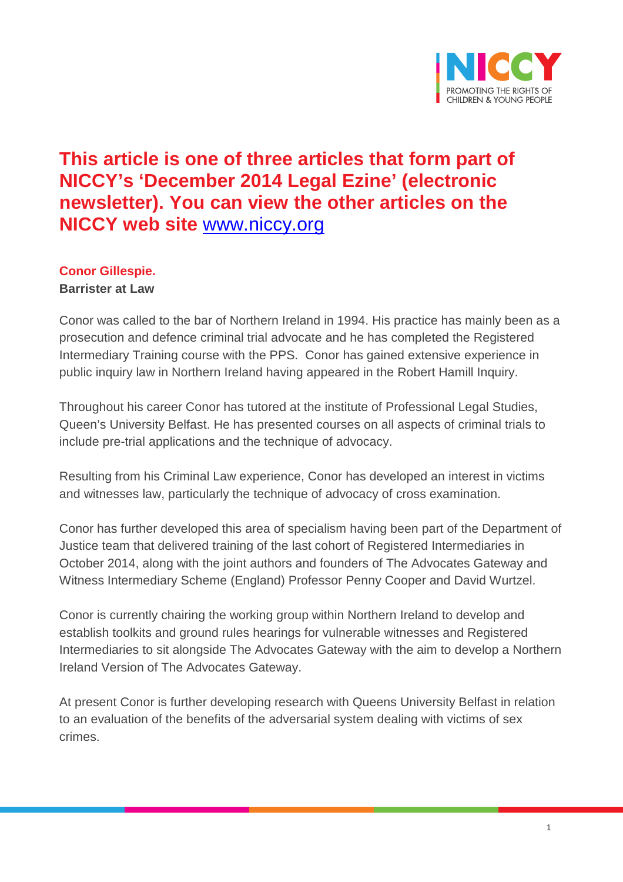**This article is one of three articles that form part of NICCY's 'December 2014 Legal Ezine' (electronic newsletter). You can view the other articles on the NICCY web site [www.niccy.org](http://www.niccy.org)**

**Conor Gillespie.**
**Barrister at Law**

Conor was called to the bar of Northern Ireland in 1994. His practice has mainly been as a prosecution and defence criminal trial advocate and he has completed the Registered Intermediary Training course with the PPS. Conor has gained extensive experience in public inquiry law in Northern Ireland having appeared in the Robert Hamill Inquiry.

Throughout his career Conor has tutored at the institute of Professional Legal Studies, Queen's University Belfast. He has presented courses on all aspects of criminal trials to include pre-trial applications and the technique of advocacy.

Resulting from his Criminal Law experience, Conor has developed an interest in victims and witnesses law, particularly the technique of advocacy of cross examination.

Conor has further developed this area of specialism having been part of the Department of Justice team that delivered training of the last cohort of Registered Intermediaries in October 2014, along with the joint authors and founders of The Advocates Gateway and Witness Intermediary Scheme (England) Professor Penny Cooper and David Wurtzel.

Conor is currently chairing the working group within Northern Ireland to develop and establish toolkits and ground rules hearings for vulnerable witnesses and Registered Intermediaries to sit alongside The Advocates Gateway with the aim to develop a Northern Ireland Version of The Advocates Gateway.

At present Conor is further developing research with Queens University Belfast in relation to an evaluation of the benefits of the adversarial system dealing with victims of sex crimes.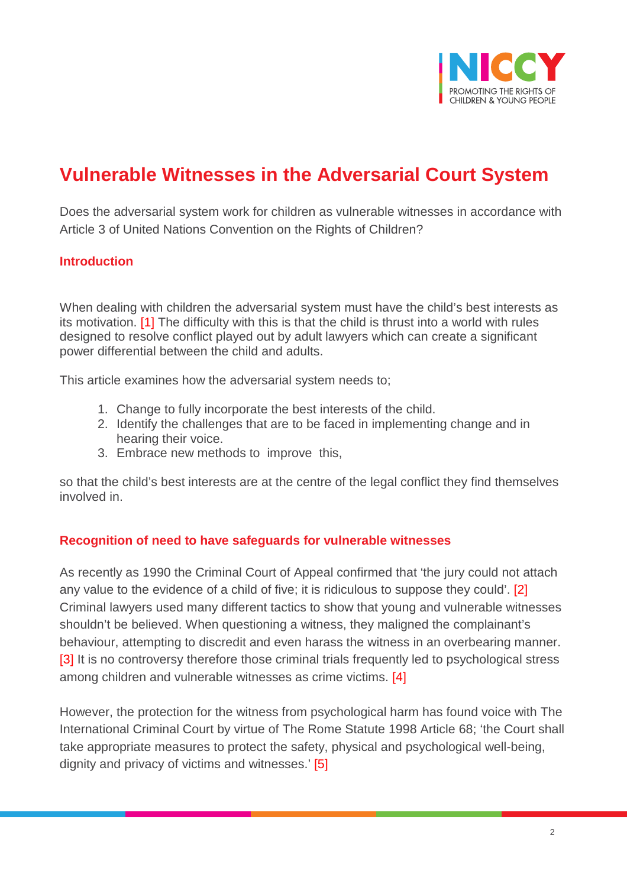# Vulnerable Witnesses in the Adversarial Court System

Does the adversarial system work for children as vulnerable witnesses in accordance with Article 3 of United Nations Convention on the Rights of Children?

## Introduction

When dealing with children the adversarial system must have the child's best interests as its motivation. [1] The difficulty with this is that the child is thrust into a world with rules designed to resolve conflict played out by adult lawyers which can create a significant power differential between the child and adults.

This article examines how the adversarial system needs to;

1. Change to fully incorporate the best interests of the child.
2. Identify the challenges that are to be faced in implementing change and in hearing their voice.
3. Embrace new methods to improve this,

so that the child's best interests are at the centre of the legal conflict they find themselves involved in.

## Recognition of need to have safeguards for vulnerable witnesses

As recently as 1990 the Criminal Court of Appeal confirmed that 'the jury could not attach any value to the evidence of a child of five; it is ridiculous to suppose they could'. [2] Criminal lawyers used many different tactics to show that young and vulnerable witnesses shouldn't be believed. When questioning a witness, they maligned the complainant's behaviour, attempting to discredit and even harass the witness in an overbearing manner. [3] It is no controversy therefore those criminal trials frequently led to psychological stress among children and vulnerable witnesses as crime victims. [4]

However, the protection for the witness from psychological harm has found voice with The International Criminal Court by virtue of The Rome Statute 1998 Article 68; 'the Court shall take appropriate measures to protect the safety, physical and psychological well-being, dignity and privacy of victims and witnesses.' [5]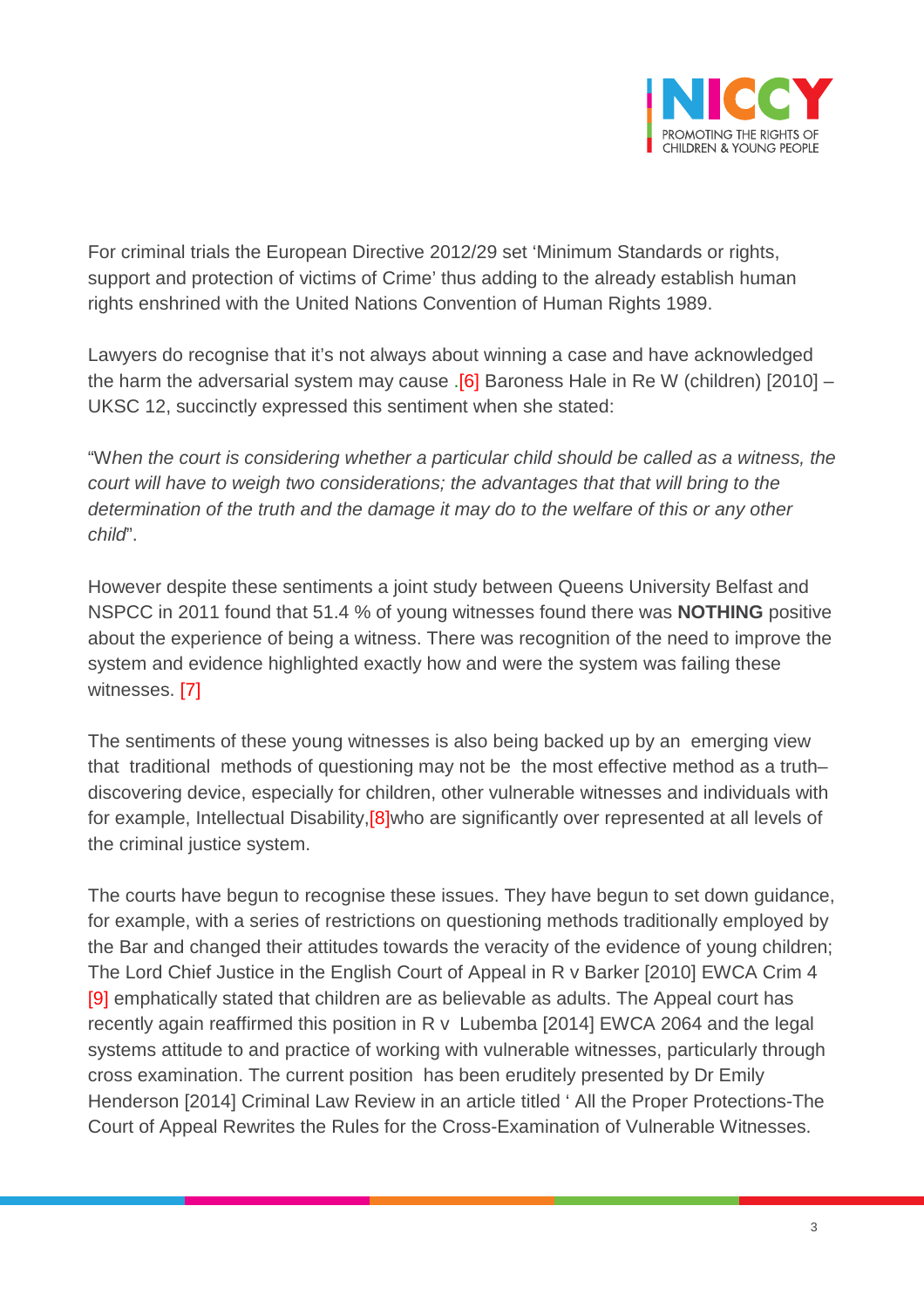For criminal trials the European Directive 2012/29 set 'Minimum Standards or rights, support and protection of victims of Crime' thus adding to the already establish human rights enshrined with the United Nations Convention of Human Rights 1989.

Lawyers do recognise that it's not always about winning a case and have acknowledged the harm the adversarial system may cause .[6] Baroness Hale in Re W (children) [2010] – UKSC 12, succinctly expressed this sentiment when she stated:

"W*hen the court is considering whether a particular child should be called as a witness, the court will have to weigh two considerations; the advantages that that will bring to the determination of the truth and the damage it may do to the welfare of this or any other child*".

However despite these sentiments a joint study between Queens University Belfast and NSPCC in 2011 found that 51.4 % of young witnesses found there was **NOTHING** positive about the experience of being a witness. There was recognition of the need to improve the system and evidence highlighted exactly how and were the system was failing these witnesses. [7]

The sentiments of these young witnesses is also being backed up by an emerging view that traditional methods of questioning may not be the most effective method as a truth–discovering device, especially for children, other vulnerable witnesses and individuals with for example, Intellectual Disability,[8]who are significantly over represented at all levels of the criminal justice system.

The courts have begun to recognise these issues. They have begun to set down guidance, for example, with a series of restrictions on questioning methods traditionally employed by the Bar and changed their attitudes towards the veracity of the evidence of young children; The Lord Chief Justice in the English Court of Appeal in R v Barker [2010] EWCA Crim 4 [9] emphatically stated that children are as believable as adults. The Appeal court has recently again reaffirmed this position in R v Lubemba [2014] EWCA 2064 and the legal systems attitude to and practice of working with vulnerable witnesses, particularly through cross examination. The current position has been eruditely presented by Dr Emily Henderson [2014] Criminal Law Review in an article titled ' All the Proper Protections-The Court of Appeal Rewrites the Rules for the Cross-Examination of Vulnerable Witnesses.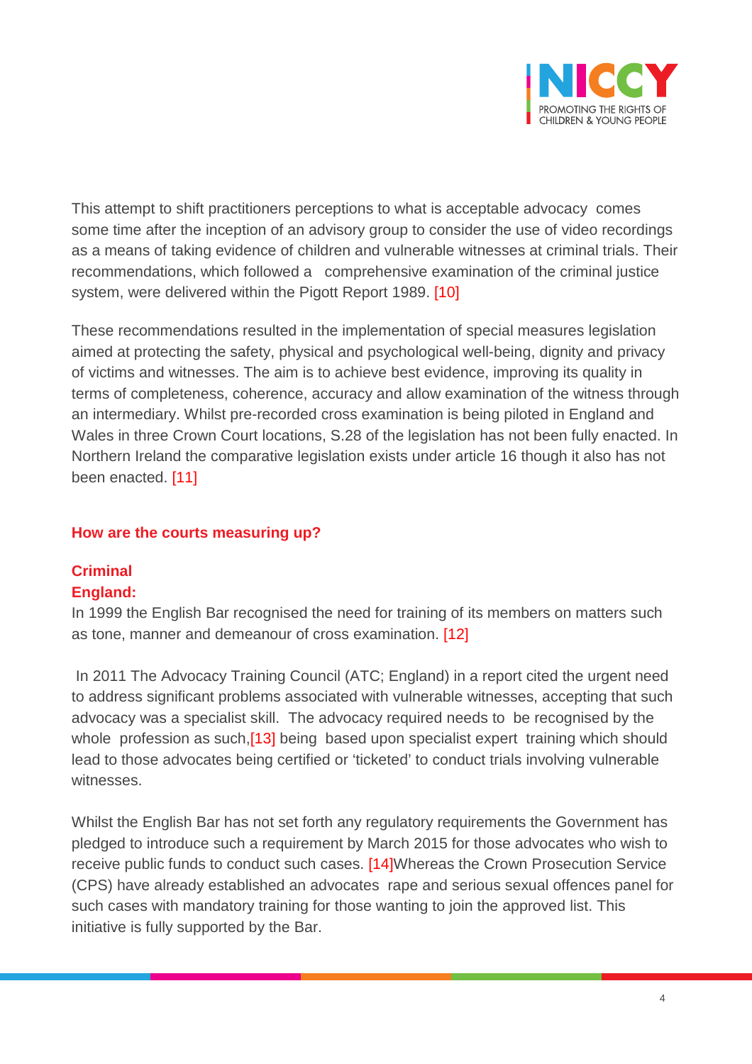This attempt to shift practitioners perceptions to what is acceptable advocacy comes some time after the inception of an advisory group to consider the use of video recordings as a means of taking evidence of children and vulnerable witnesses at criminal trials. Their recommendations, which followed a comprehensive examination of the criminal justice system, were delivered within the Pigott Report 1989. [10]

These recommendations resulted in the implementation of special measures legislation aimed at protecting the safety, physical and psychological well-being, dignity and privacy of victims and witnesses. The aim is to achieve best evidence, improving its quality in terms of completeness, coherence, accuracy and allow examination of the witness through an intermediary. Whilst pre-recorded cross examination is being piloted in England and Wales in three Crown Court locations, S.28 of the legislation has not been fully enacted. In Northern Ireland the comparative legislation exists under article 16 though it also has not been enacted. [11]

### How are the courts measuring up?

#### Criminal

#### England:

In 1999 the English Bar recognised the need for training of its members on matters such as tone, manner and demeanour of cross examination. [12]

In 2011 The Advocacy Training Council (ATC; England) in a report cited the urgent need to address significant problems associated with vulnerable witnesses, accepting that such advocacy was a specialist skill. The advocacy required needs to be recognised by the whole profession as such,[13] being based upon specialist expert training which should lead to those advocates being certified or 'ticketed' to conduct trials involving vulnerable witnesses.

Whilst the English Bar has not set forth any regulatory requirements the Government has pledged to introduce such a requirement by March 2015 for those advocates who wish to receive public funds to conduct such cases. [14]Whereas the Crown Prosecution Service (CPS) have already established an advocates rape and serious sexual offences panel for such cases with mandatory training for those wanting to join the approved list. This initiative is fully supported by the Bar.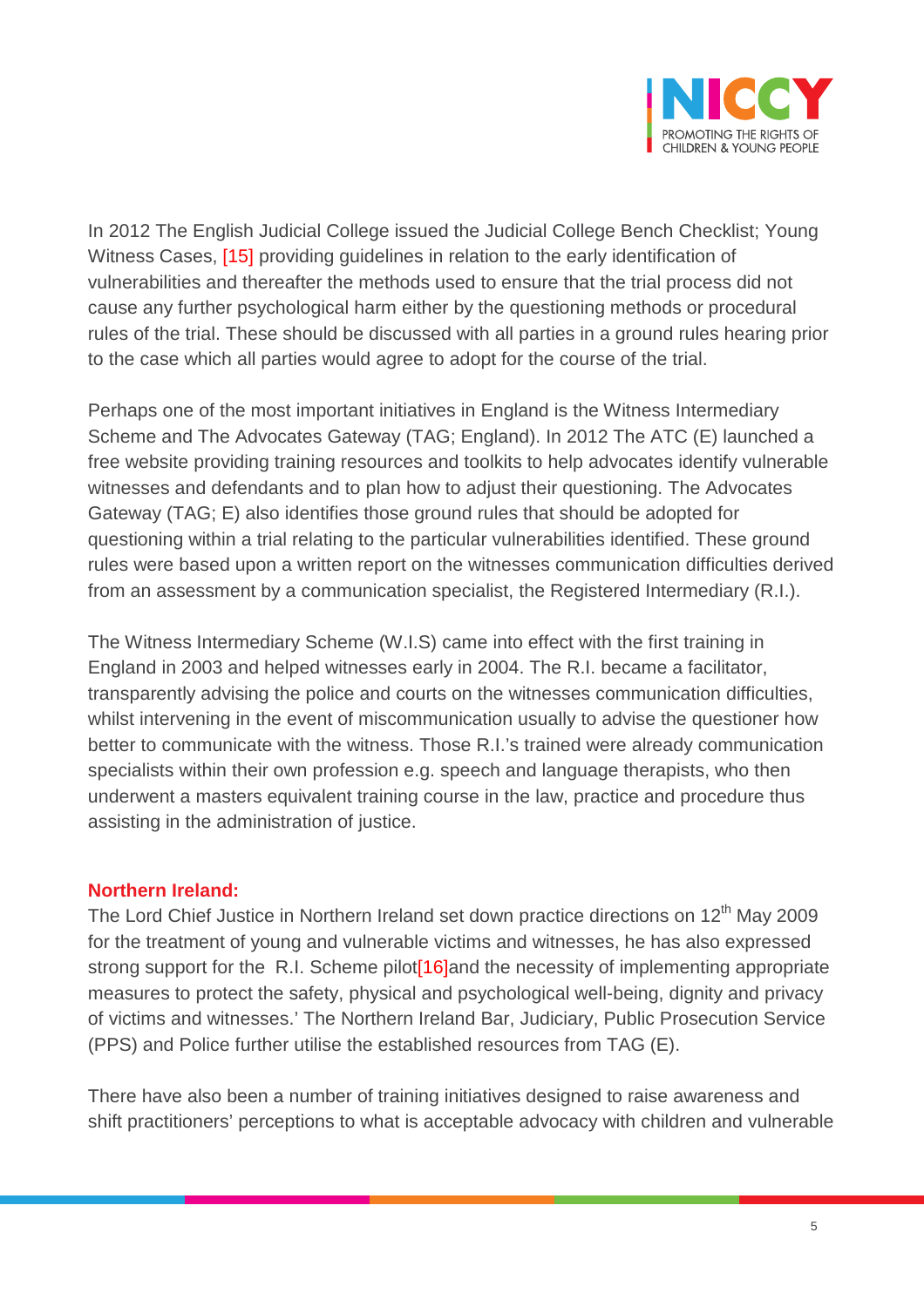In 2012 The English Judicial College issued the Judicial College Bench Checklist; Young Witness Cases, [15] providing guidelines in relation to the early identification of vulnerabilities and thereafter the methods used to ensure that the trial process did not cause any further psychological harm either by the questioning methods or procedural rules of the trial. These should be discussed with all parties in a ground rules hearing prior to the case which all parties would agree to adopt for the course of the trial.

Perhaps one of the most important initiatives in England is the Witness Intermediary Scheme and The Advocates Gateway (TAG; England). In 2012 The ATC (E) launched a free website providing training resources and toolkits to help advocates identify vulnerable witnesses and defendants and to plan how to adjust their questioning. The Advocates Gateway (TAG; E) also identifies those ground rules that should be adopted for questioning within a trial relating to the particular vulnerabilities identified. These ground rules were based upon a written report on the witnesses communication difficulties derived from an assessment by a communication specialist, the Registered Intermediary (R.I.).

The Witness Intermediary Scheme (W.I.S) came into effect with the first training in England in 2003 and helped witnesses early in 2004. The R.I. became a facilitator, transparently advising the police and courts on the witnesses communication difficulties, whilst intervening in the event of miscommunication usually to advise the questioner how better to communicate with the witness. Those R.I.'s trained were already communication specialists within their own profession e.g. speech and language therapists, who then underwent a masters equivalent training course in the law, practice and procedure thus assisting in the administration of justice.

**Northern Ireland:**

The Lord Chief Justice in Northern Ireland set down practice directions on 12th May 2009 for the treatment of young and vulnerable victims and witnesses, he has also expressed strong support for the R.I. Scheme pilot[16]and the necessity of implementing appropriate measures to protect the safety, physical and psychological well-being, dignity and privacy of victims and witnesses.' The Northern Ireland Bar, Judiciary, Public Prosecution Service (PPS) and Police further utilise the established resources from TAG (E).

There have also been a number of training initiatives designed to raise awareness and shift practitioners' perceptions to what is acceptable advocacy with children and vulnerable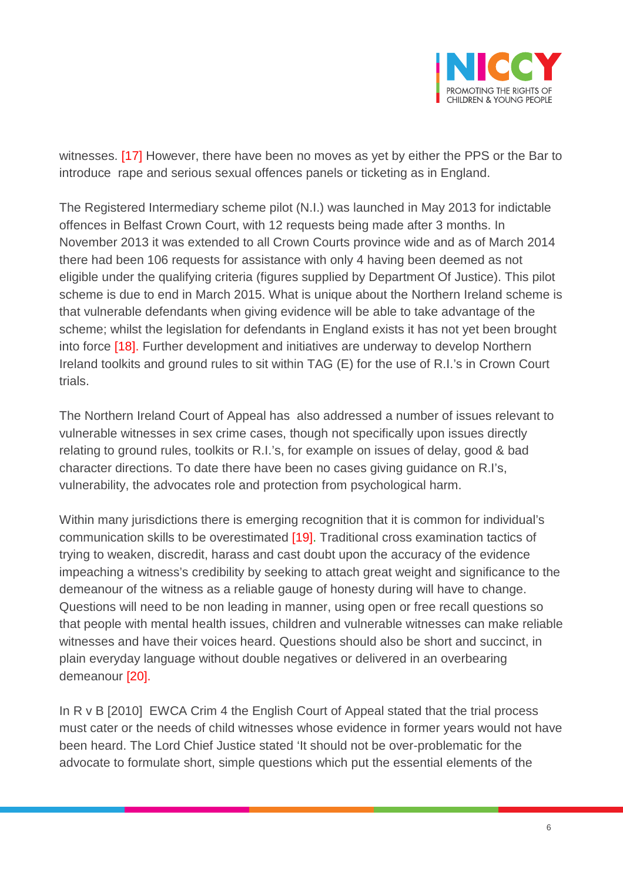witnesses. [17] However, there have been no moves as yet by either the PPS or the Bar to introduce rape and serious sexual offences panels or ticketing as in England.

The Registered Intermediary scheme pilot (N.I.) was launched in May 2013 for indictable offences in Belfast Crown Court, with 12 requests being made after 3 months. In November 2013 it was extended to all Crown Courts province wide and as of March 2014 there had been 106 requests for assistance with only 4 having been deemed as not eligible under the qualifying criteria (figures supplied by Department Of Justice). This pilot scheme is due to end in March 2015. What is unique about the Northern Ireland scheme is that vulnerable defendants when giving evidence will be able to take advantage of the scheme; whilst the legislation for defendants in England exists it has not yet been brought into force [18]. Further development and initiatives are underway to develop Northern Ireland toolkits and ground rules to sit within TAG (E) for the use of R.I.'s in Crown Court trials.

The Northern Ireland Court of Appeal has also addressed a number of issues relevant to vulnerable witnesses in sex crime cases, though not specifically upon issues directly relating to ground rules, toolkits or R.I.'s, for example on issues of delay, good & bad character directions. To date there have been no cases giving guidance on R.I's, vulnerability, the advocates role and protection from psychological harm.

Within many jurisdictions there is emerging recognition that it is common for individual's communication skills to be overestimated [19]. Traditional cross examination tactics of trying to weaken, discredit, harass and cast doubt upon the accuracy of the evidence impeaching a witness's credibility by seeking to attach great weight and significance to the demeanour of the witness as a reliable gauge of honesty during will have to change. Questions will need to be non leading in manner, using open or free recall questions so that people with mental health issues, children and vulnerable witnesses can make reliable witnesses and have their voices heard. Questions should also be short and succinct, in plain everyday language without double negatives or delivered in an overbearing demeanour [20].

In R v B [2010] EWCA Crim 4 the English Court of Appeal stated that the trial process must cater or the needs of child witnesses whose evidence in former years would not have been heard. The Lord Chief Justice stated 'It should not be over-problematic for the advocate to formulate short, simple questions which put the essential elements of the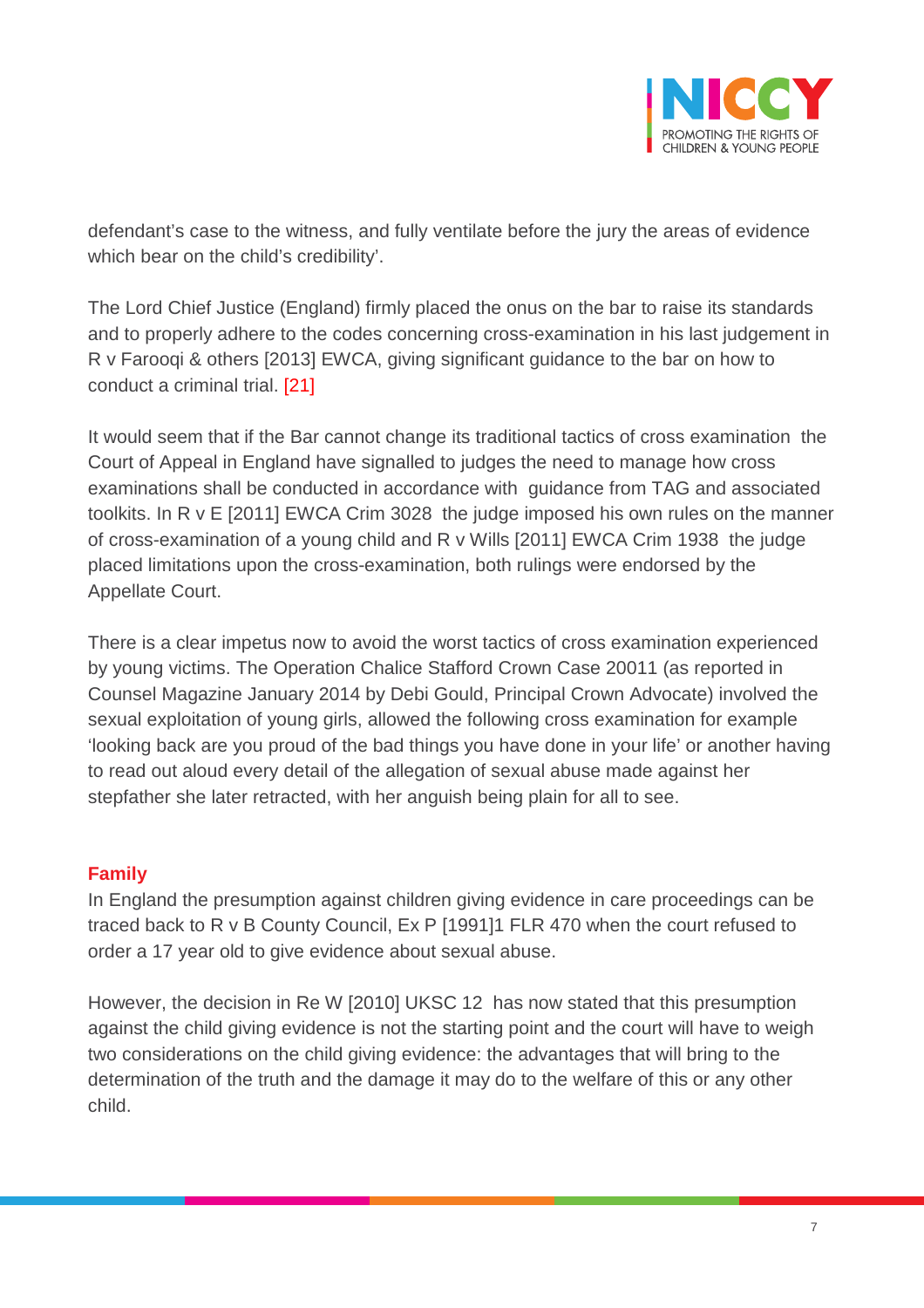defendant's case to the witness, and fully ventilate before the jury the areas of evidence which bear on the child's credibility'.

The Lord Chief Justice (England) firmly placed the onus on the bar to raise its standards and to properly adhere to the codes concerning cross-examination in his last judgement in R v Farooqi & others [2013] EWCA, giving significant guidance to the bar on how to conduct a criminal trial. [21]

It would seem that if the Bar cannot change its traditional tactics of cross examination the Court of Appeal in England have signalled to judges the need to manage how cross examinations shall be conducted in accordance with guidance from TAG and associated toolkits. In R v E [2011] EWCA Crim 3028 the judge imposed his own rules on the manner of cross-examination of a young child and R v Wills [2011] EWCA Crim 1938 the judge placed limitations upon the cross-examination, both rulings were endorsed by the Appellate Court.

There is a clear impetus now to avoid the worst tactics of cross examination experienced by young victims. The Operation Chalice Stafford Crown Case 20011 (as reported in Counsel Magazine January 2014 by Debi Gould, Principal Crown Advocate) involved the sexual exploitation of young girls, allowed the following cross examination for example 'looking back are you proud of the bad things you have done in your life' or another having to read out aloud every detail of the allegation of sexual abuse made against her stepfather she later retracted, with her anguish being plain for all to see.

### Family

In England the presumption against children giving evidence in care proceedings can be traced back to R v B County Council, Ex P [1991]1 FLR 470 when the court refused to order a 17 year old to give evidence about sexual abuse.

However, the decision in Re W [2010] UKSC 12 has now stated that this presumption against the child giving evidence is not the starting point and the court will have to weigh two considerations on the child giving evidence: the advantages that will bring to the determination of the truth and the damage it may do to the welfare of this or any other child.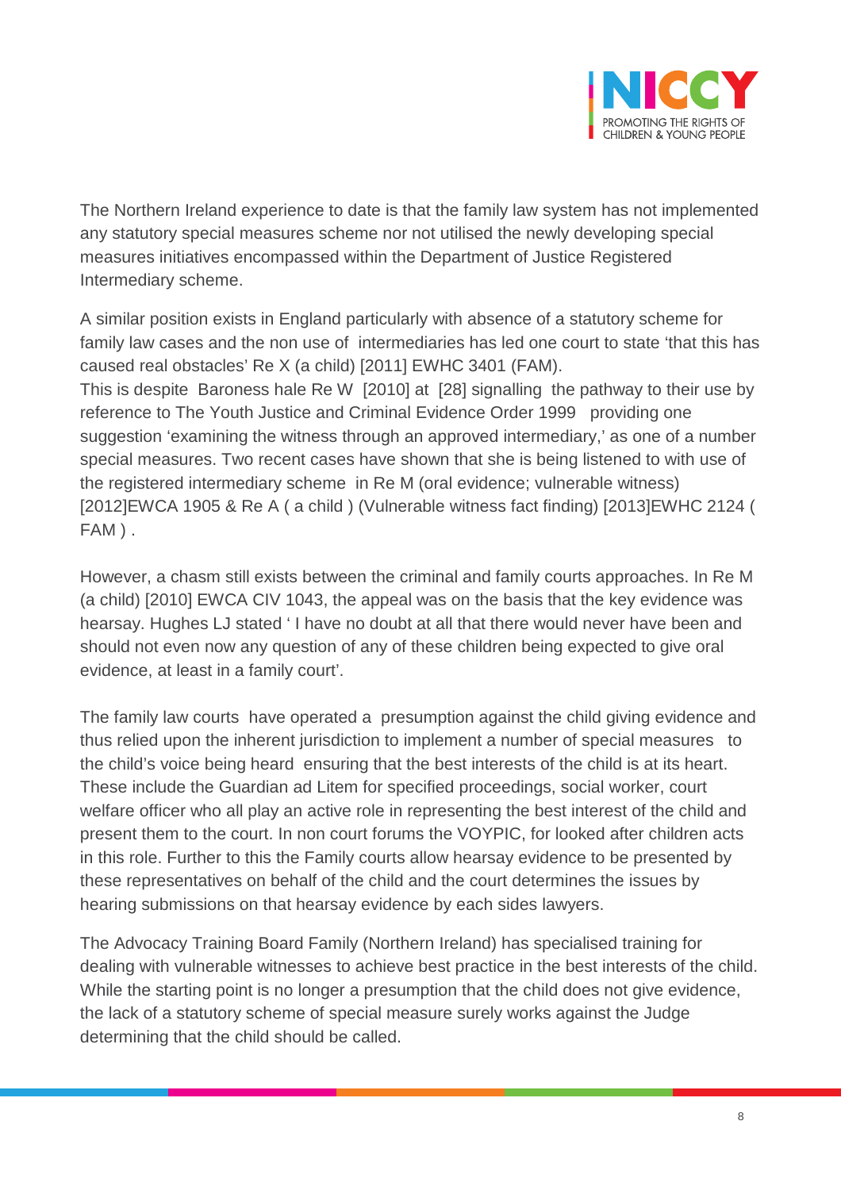The Northern Ireland experience to date is that the family law system has not implemented any statutory special measures scheme nor not utilised the newly developing special measures initiatives encompassed within the Department of Justice Registered Intermediary scheme.

A similar position exists in England particularly with absence of a statutory scheme for family law cases and the non use of intermediaries has led one court to state 'that this has caused real obstacles' Re X (a child) [2011] EWHC 3401 (FAM).
This is despite Baroness hale Re W [2010] at [28] signalling the pathway to their use by reference to The Youth Justice and Criminal Evidence Order 1999 providing one suggestion 'examining the witness through an approved intermediary,' as one of a number special measures. Two recent cases have shown that she is being listened to with use of the registered intermediary scheme in Re M (oral evidence; vulnerable witness) [2012]EWCA 1905 & Re A ( a child ) (Vulnerable witness fact finding) [2013]EWHC 2124 ( FAM ) .

However, a chasm still exists between the criminal and family courts approaches. In Re M (a child) [2010] EWCA CIV 1043, the appeal was on the basis that the key evidence was hearsay. Hughes LJ stated ' I have no doubt at all that there would never have been and should not even now any question of any of these children being expected to give oral evidence, at least in a family court'.

The family law courts have operated a presumption against the child giving evidence and thus relied upon the inherent jurisdiction to implement a number of special measures to the child's voice being heard ensuring that the best interests of the child is at its heart. These include the Guardian ad Litem for specified proceedings, social worker, court welfare officer who all play an active role in representing the best interest of the child and present them to the court. In non court forums the VOYPIC, for looked after children acts in this role. Further to this the Family courts allow hearsay evidence to be presented by these representatives on behalf of the child and the court determines the issues by hearing submissions on that hearsay evidence by each sides lawyers.

The Advocacy Training Board Family (Northern Ireland) has specialised training for dealing with vulnerable witnesses to achieve best practice in the best interests of the child. While the starting point is no longer a presumption that the child does not give evidence, the lack of a statutory scheme of special measure surely works against the Judge determining that the child should be called.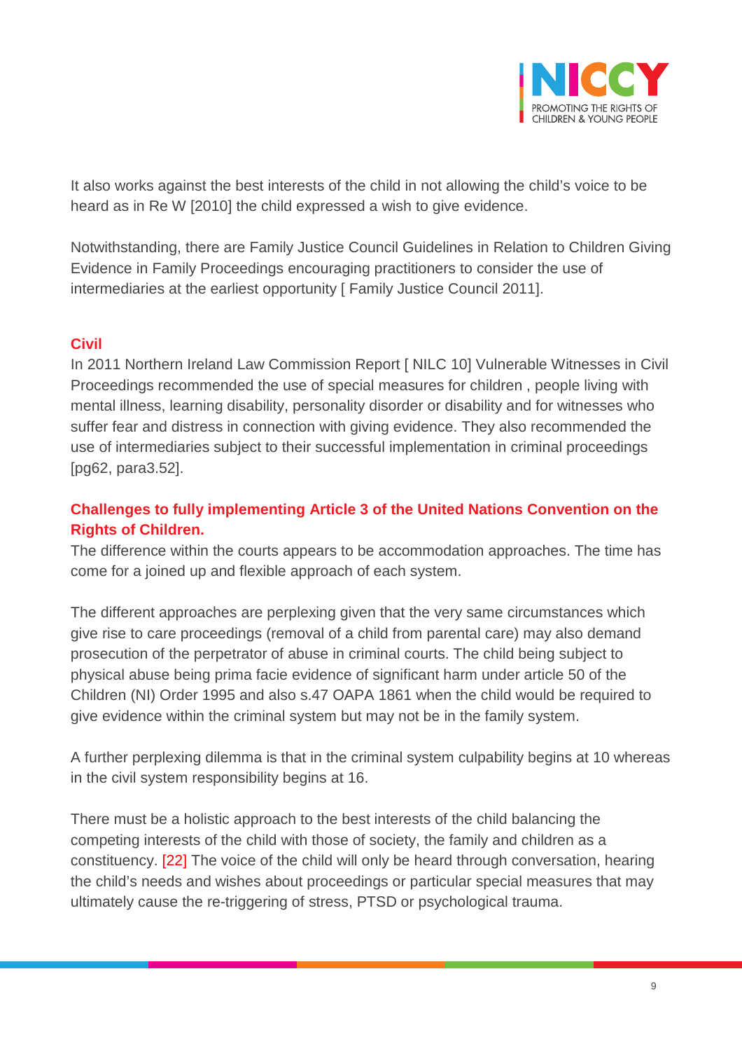It also works against the best interests of the child in not allowing the child's voice to be heard as in Re W [2010] the child expressed a wish to give evidence.

Notwithstanding, there are Family Justice Council Guidelines in Relation to Children Giving Evidence in Family Proceedings encouraging practitioners to consider the use of intermediaries at the earliest opportunity [ Family Justice Council 2011].

### Civil

In 2011 Northern Ireland Law Commission Report [ NILC 10] Vulnerable Witnesses in Civil Proceedings recommended the use of special measures for children , people living with mental illness, learning disability, personality disorder or disability and for witnesses who suffer fear and distress in connection with giving evidence. They also recommended the use of intermediaries subject to their successful implementation in criminal proceedings [pg62, para3.52].

### Challenges to fully implementing Article 3 of the United Nations Convention on the Rights of Children.

The difference within the courts appears to be accommodation approaches. The time has come for a joined up and flexible approach of each system.

The different approaches are perplexing given that the very same circumstances which give rise to care proceedings (removal of a child from parental care) may also demand prosecution of the perpetrator of abuse in criminal courts. The child being subject to physical abuse being prima facie evidence of significant harm under article 50 of the Children (NI) Order 1995 and also s.47 OAPA 1861 when the child would be required to give evidence within the criminal system but may not be in the family system.

A further perplexing dilemma is that in the criminal system culpability begins at 10 whereas in the civil system responsibility begins at 16.

There must be a holistic approach to the best interests of the child balancing the competing interests of the child with those of society, the family and children as a constituency. [22] The voice of the child will only be heard through conversation, hearing the child's needs and wishes about proceedings or particular special measures that may ultimately cause the re-triggering of stress, PTSD or psychological trauma.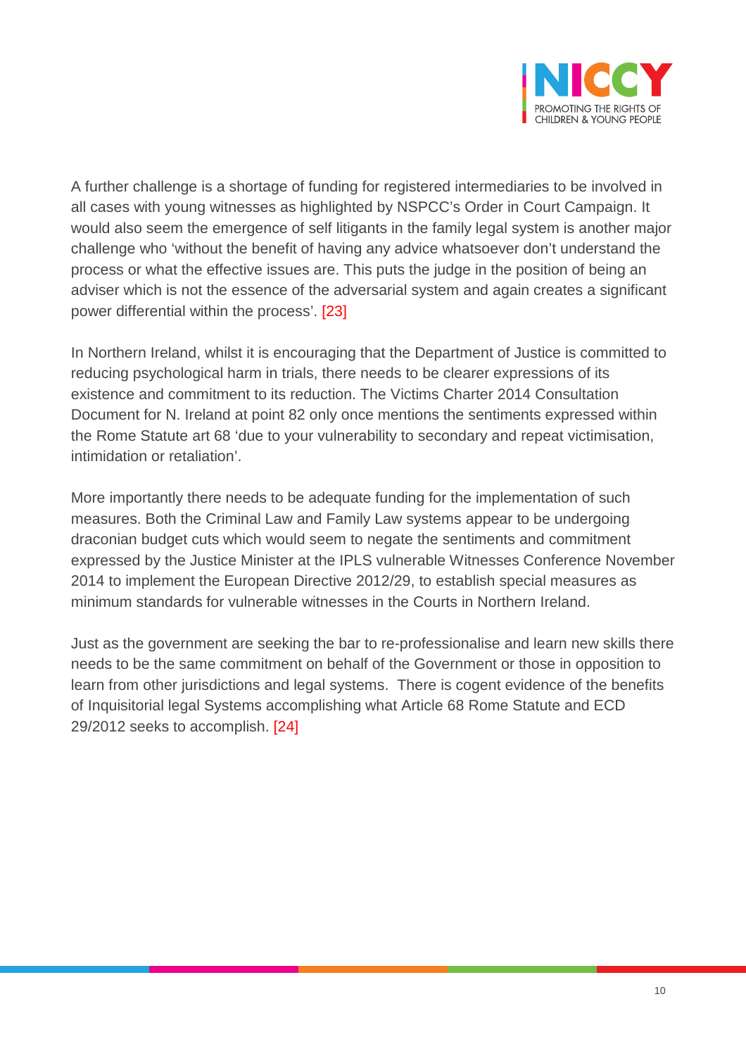A further challenge is a shortage of funding for registered intermediaries to be involved in all cases with young witnesses as highlighted by NSPCC's Order in Court Campaign. It would also seem the emergence of self litigants in the family legal system is another major challenge who 'without the benefit of having any advice whatsoever don't understand the process or what the effective issues are. This puts the judge in the position of being an adviser which is not the essence of the adversarial system and again creates a significant power differential within the process'. [23]

In Northern Ireland, whilst it is encouraging that the Department of Justice is committed to reducing psychological harm in trials, there needs to be clearer expressions of its existence and commitment to its reduction. The Victims Charter 2014 Consultation Document for N. Ireland at point 82 only once mentions the sentiments expressed within the Rome Statute art 68 'due to your vulnerability to secondary and repeat victimisation, intimidation or retaliation'.

More importantly there needs to be adequate funding for the implementation of such measures. Both the Criminal Law and Family Law systems appear to be undergoing draconian budget cuts which would seem to negate the sentiments and commitment expressed by the Justice Minister at the IPLS vulnerable Witnesses Conference November 2014 to implement the European Directive 2012/29, to establish special measures as minimum standards for vulnerable witnesses in the Courts in Northern Ireland.

Just as the government are seeking the bar to re-professionalise and learn new skills there needs to be the same commitment on behalf of the Government or those in opposition to learn from other jurisdictions and legal systems. There is cogent evidence of the benefits of Inquisitorial legal Systems accomplishing what Article 68 Rome Statute and ECD 29/2012 seeks to accomplish. [24]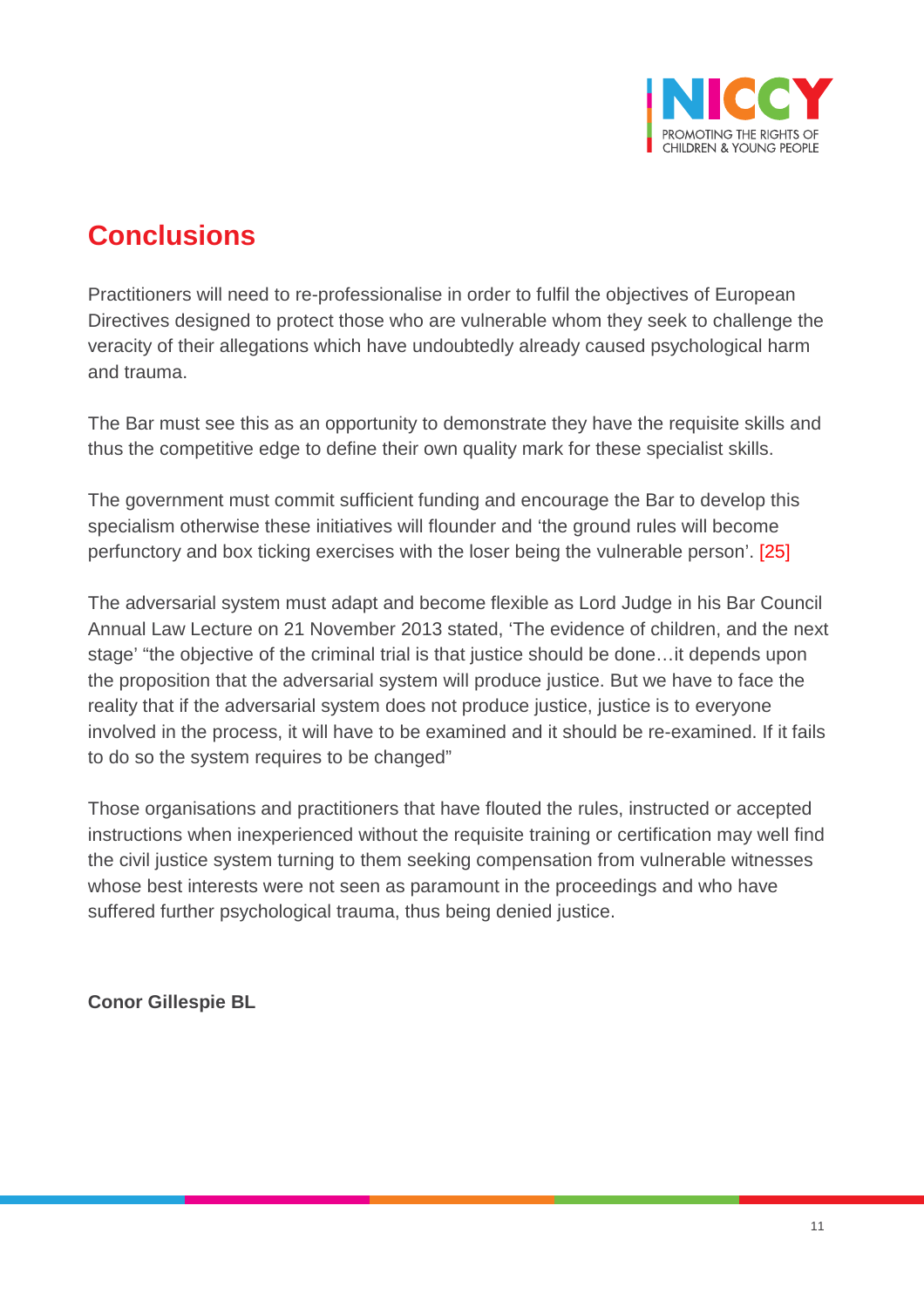## Conclusions

Practitioners will need to re-professionalise in order to fulfil the objectives of European Directives designed to protect those who are vulnerable whom they seek to challenge the veracity of their allegations which have undoubtedly already caused psychological harm and trauma.

The Bar must see this as an opportunity to demonstrate they have the requisite skills and thus the competitive edge to define their own quality mark for these specialist skills.

The government must commit sufficient funding and encourage the Bar to develop this specialism otherwise these initiatives will flounder and 'the ground rules will become perfunctory and box ticking exercises with the loser being the vulnerable person'. [25]

The adversarial system must adapt and become flexible as Lord Judge in his Bar Council Annual Law Lecture on 21 November 2013 stated, 'The evidence of children, and the next stage' "the objective of the criminal trial is that justice should be done…it depends upon the proposition that the adversarial system will produce justice. But we have to face the reality that if the adversarial system does not produce justice, justice is to everyone involved in the process, it will have to be examined and it should be re-examined. If it fails to do so the system requires to be changed"

Those organisations and practitioners that have flouted the rules, instructed or accepted instructions when inexperienced without the requisite training or certification may well find the civil justice system turning to them seeking compensation from vulnerable witnesses whose best interests were not seen as paramount in the proceedings and who have suffered further psychological trauma, thus being denied justice.

**Conor Gillespie BL**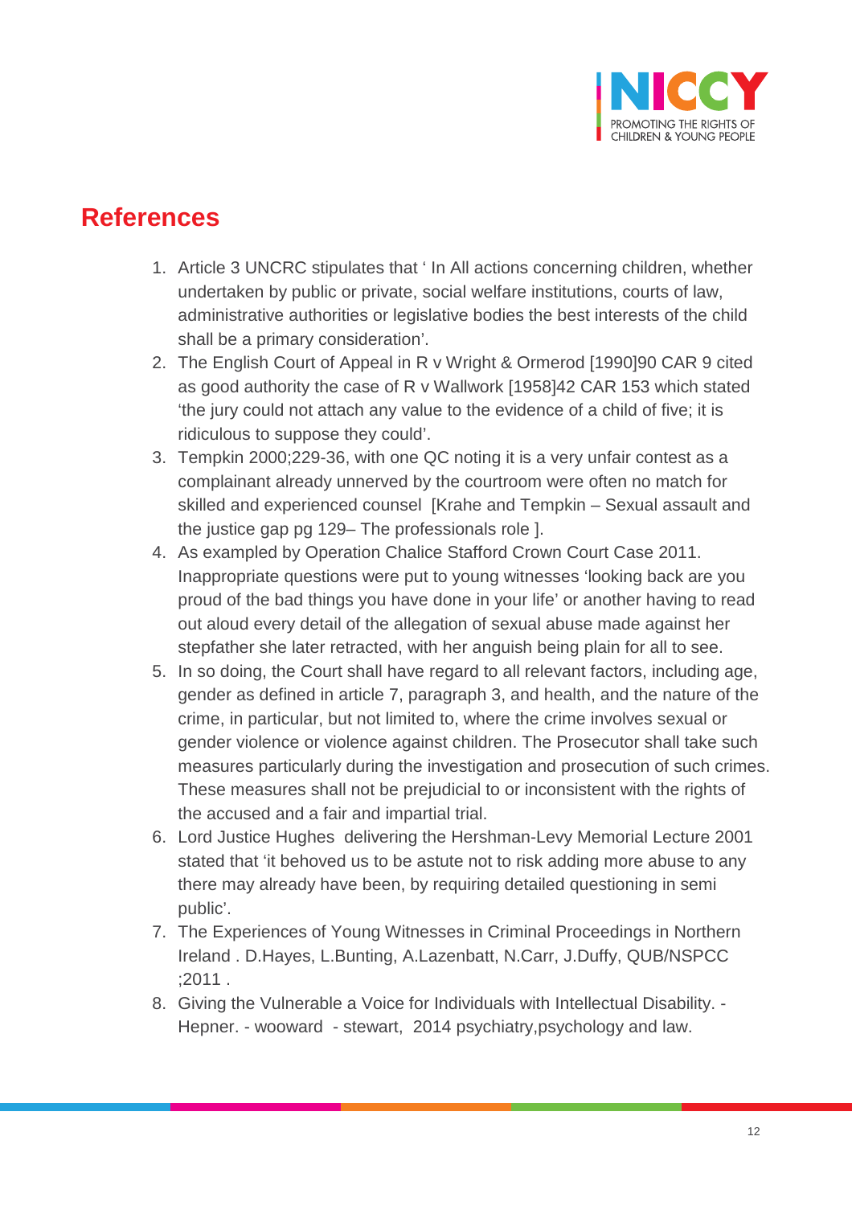## References

1. Article 3 UNCRC stipulates that ' In All actions concerning children, whether undertaken by public or private, social welfare institutions, courts of law, administrative authorities or legislative bodies the best interests of the child shall be a primary consideration'.
2. The English Court of Appeal in R v Wright & Ormerod [1990]90 CAR 9 cited as good authority the case of R v Wallwork [1958]42 CAR 153 which stated 'the jury could not attach any value to the evidence of a child of five; it is ridiculous to suppose they could'.
3. Tempkin 2000;229-36, with one QC noting it is a very unfair contest as a complainant already unnerved by the courtroom were often no match for skilled and experienced counsel [Krahe and Tempkin – Sexual assault and the justice gap pg 129– The professionals role ].
4. As exampled by Operation Chalice Stafford Crown Court Case 2011. Inappropriate questions were put to young witnesses 'looking back are you proud of the bad things you have done in your life' or another having to read out aloud every detail of the allegation of sexual abuse made against her stepfather she later retracted, with her anguish being plain for all to see.
5. In so doing, the Court shall have regard to all relevant factors, including age, gender as defined in article 7, paragraph 3, and health, and the nature of the crime, in particular, but not limited to, where the crime involves sexual or gender violence or violence against children. The Prosecutor shall take such measures particularly during the investigation and prosecution of such crimes. These measures shall not be prejudicial to or inconsistent with the rights of the accused and a fair and impartial trial.
6. Lord Justice Hughes delivering the Hershman-Levy Memorial Lecture 2001 stated that 'it behoved us to be astute not to risk adding more abuse to any there may already have been, by requiring detailed questioning in semi public'.
7. The Experiences of Young Witnesses in Criminal Proceedings in Northern Ireland . D.Hayes, L.Bunting, A.Lazenbatt, N.Carr, J.Duffy, QUB/NSPCC ;2011 .
8. Giving the Vulnerable a Voice for Individuals with Intellectual Disability. - Hepner. - wooward - stewart, 2014 psychiatry,psychology and law.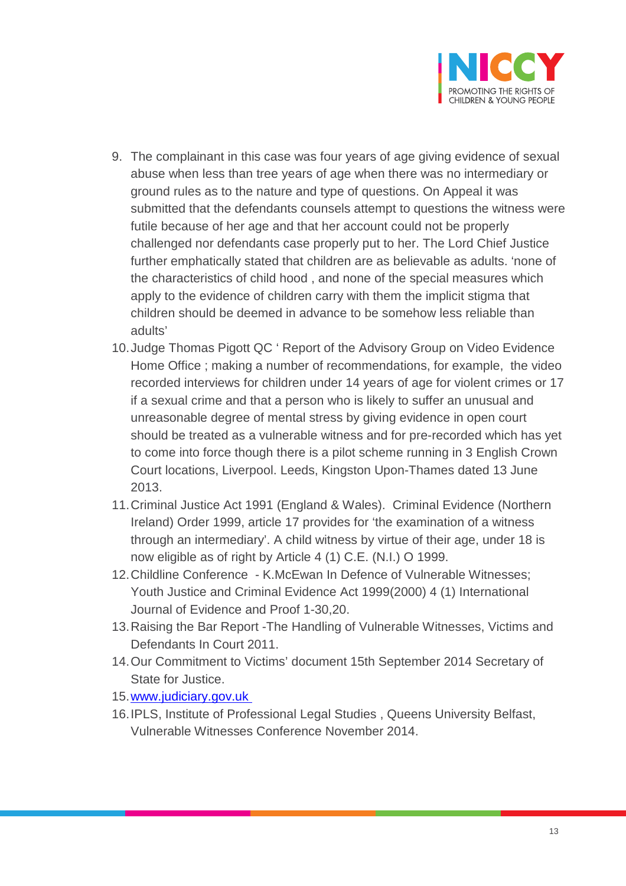9. The complainant in this case was four years of age giving evidence of sexual abuse when less than tree years of age when there was no intermediary or ground rules as to the nature and type of questions. On Appeal it was submitted that the defendants counsels attempt to questions the witness were futile because of her age and that her account could not be properly challenged nor defendants case properly put to her. The Lord Chief Justice further emphatically stated that children are as believable as adults. 'none of the characteristics of child hood , and none of the special measures which apply to the evidence of children carry with them the implicit stigma that children should be deemed in advance to be somehow less reliable than adults'
10. Judge Thomas Pigott QC ' Report of the Advisory Group on Video Evidence Home Office ; making a number of recommendations, for example, the video recorded interviews for children under 14 years of age for violent crimes or 17 if a sexual crime and that a person who is likely to suffer an unusual and unreasonable degree of mental stress by giving evidence in open court should be treated as a vulnerable witness and for pre-recorded which has yet to come into force though there is a pilot scheme running in 3 English Crown Court locations, Liverpool. Leeds, Kingston Upon-Thames dated 13 June 2013.
11. Criminal Justice Act 1991 (England & Wales). Criminal Evidence (Northern Ireland) Order 1999, article 17 provides for 'the examination of a witness through an intermediary'. A child witness by virtue of their age, under 18 is now eligible as of right by Article 4 (1) C.E. (N.I.) O 1999.
12. Childline Conference - K.McEwan In Defence of Vulnerable Witnesses; Youth Justice and Criminal Evidence Act 1999(2000) 4 (1) International Journal of Evidence and Proof 1-30,20.
13. Raising the Bar Report -The Handling of Vulnerable Witnesses, Victims and Defendants In Court 2011.
14. Our Commitment to Victims' document 15th September 2014 Secretary of State for Justice.
15. [www.judiciary.gov.uk](http://www.judiciary.gov.uk)
16. IPLS, Institute of Professional Legal Studies , Queens University Belfast, Vulnerable Witnesses Conference November 2014.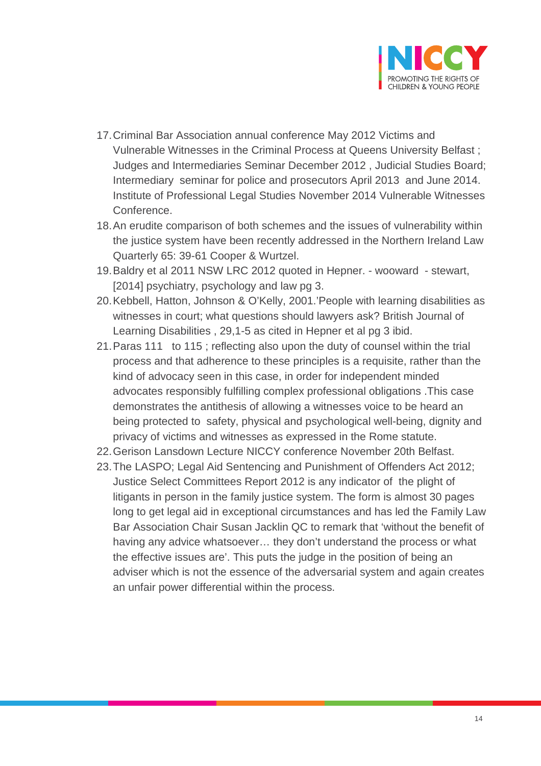17. Criminal Bar Association annual conference May 2012 Victims and Vulnerable Witnesses in the Criminal Process at Queens University Belfast ; Judges and Intermediaries Seminar December 2012 , Judicial Studies Board; Intermediary seminar for police and prosecutors April 2013 and June 2014. Institute of Professional Legal Studies November 2014 Vulnerable Witnesses Conference.
18. An erudite comparison of both schemes and the issues of vulnerability within the justice system have been recently addressed in the Northern Ireland Law Quarterly 65: 39-61 Cooper & Wurtzel.
19. Baldry et al 2011 NSW LRC 2012 quoted in Hepner. - wooward - stewart, [2014] psychiatry, psychology and law pg 3.
20. Kebbell, Hatton, Johnson & O'Kelly, 2001.'People with learning disabilities as witnesses in court; what questions should lawyers ask? British Journal of Learning Disabilities , 29,1-5 as cited in Hepner et al pg 3 ibid.
21. Paras 111 to 115 ; reflecting also upon the duty of counsel within the trial process and that adherence to these principles is a requisite, rather than the kind of advocacy seen in this case, in order for independent minded advocates responsibly fulfilling complex professional obligations .This case demonstrates the antithesis of allowing a witnesses voice to be heard an being protected to safety, physical and psychological well-being, dignity and privacy of victims and witnesses as expressed in the Rome statute.
22. Gerison Lansdown Lecture NICCY conference November 20th Belfast.
23. The LASPO; Legal Aid Sentencing and Punishment of Offenders Act 2012; Justice Select Committees Report 2012 is any indicator of the plight of litigants in person in the family justice system. The form is almost 30 pages long to get legal aid in exceptional circumstances and has led the Family Law Bar Association Chair Susan Jacklin QC to remark that 'without the benefit of having any advice whatsoever… they don't understand the process or what the effective issues are'. This puts the judge in the position of being an adviser which is not the essence of the adversarial system and again creates an unfair power differential within the process.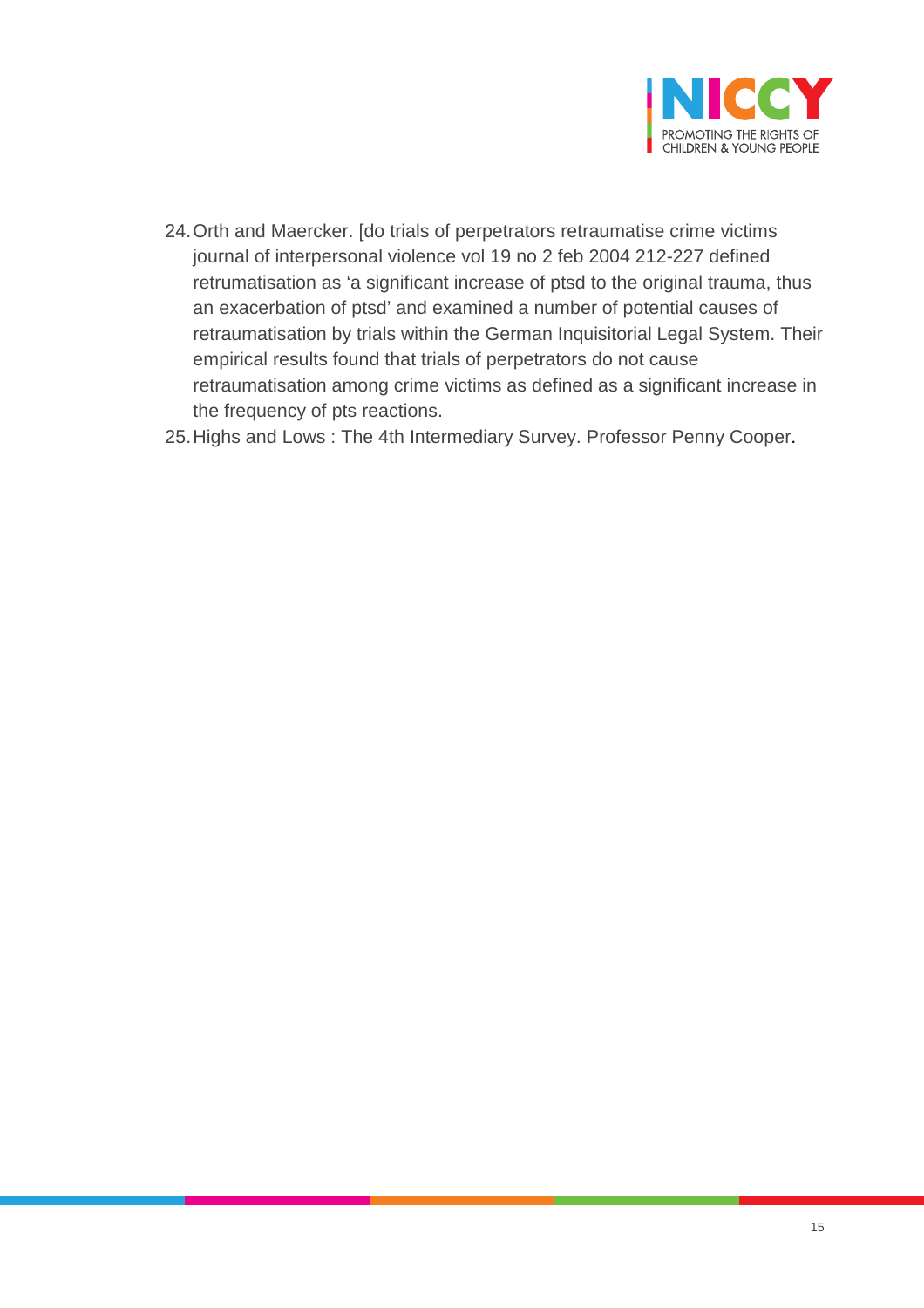24. Orth and Maercker. [do trials of perpetrators retraumatise crime victims journal of interpersonal violence vol 19 no 2 feb 2004 212-227 defined retrumatisation as 'a significant increase of ptsd to the original trauma, thus an exacerbation of ptsd' and examined a number of potential causes of retraumatisation by trials within the German Inquisitorial Legal System. Their empirical results found that trials of perpetrators do not cause retraumatisation among crime victims as defined as a significant increase in the frequency of pts reactions.
25. Highs and Lows : The 4th Intermediary Survey. Professor Penny Cooper.